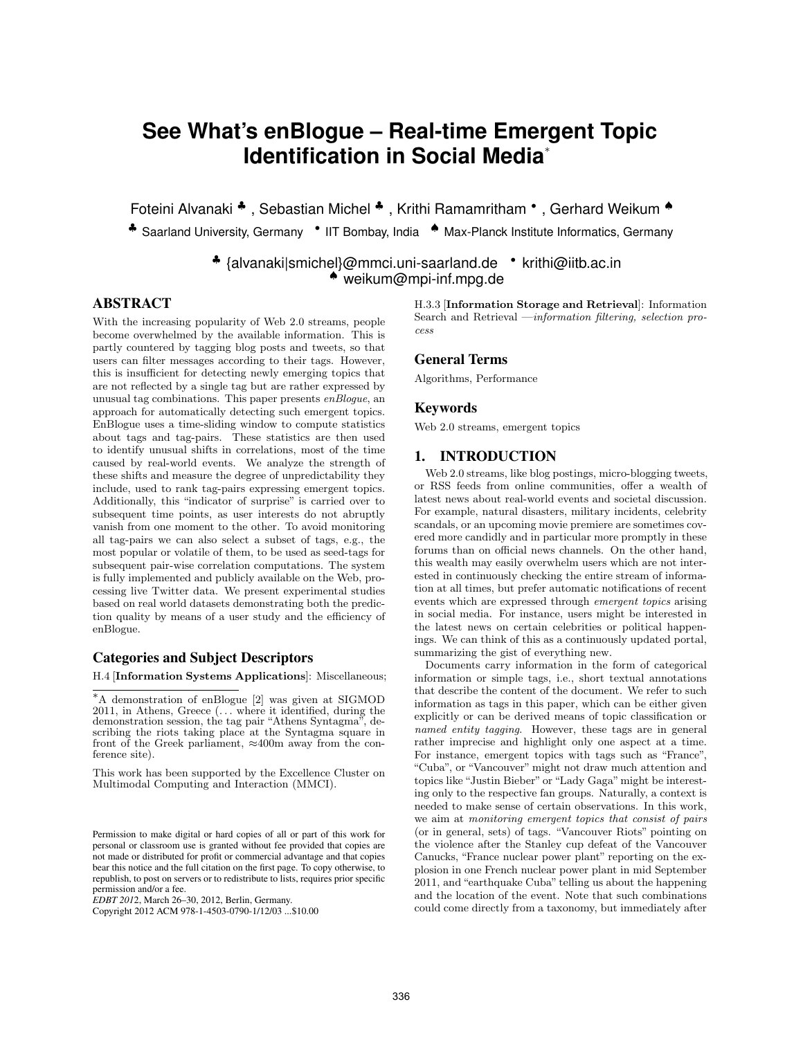# See What's enBlogue – Real-time Emergent Topic Identification in Social Media*

Foteini Alvanaki ♣ , Sebastian Michel ♣ , Krithi Ramamritham • , Gerhard Weikum ♠

♣ Saarland University, Germany • IIT Bombay, India ♠ Max-Planck Institute Informatics, Germany

♣ {alvanaki|smichel}@mmci.uni-saarland.de • krithi@iitb.ac.in
♠ weikum@mpi-inf.mpg.de

## ABSTRACT

With the increasing popularity of Web 2.0 streams, people become overwhelmed by the available information. This is partly countered by tagging blog posts and tweets, so that users can filter messages according to their tags. However, this is insufficient for detecting newly emerging topics that are not reflected by a single tag but are rather expressed by unusual tag combinations. This paper presents *enBlogue*, an approach for automatically detecting such emergent topics. EnBlogue uses a time-sliding window to compute statistics about tags and tag-pairs. These statistics are then used to identify unusual shifts in correlations, most of the time caused by real-world events. We analyze the strength of these shifts and measure the degree of unpredictability they include, used to rank tag-pairs expressing emergent topics. Additionally, this "indicator of surprise" is carried over to subsequent time points, as user interests do not abruptly vanish from one moment to the other. To avoid monitoring all tag-pairs we can also select a subset of tags, e.g., the most popular or volatile of them, to be used as seed-tags for subsequent pair-wise correlation computations. The system is fully implemented and publicly available on the Web, processing live Twitter data. We present experimental studies based on real world datasets demonstrating both the prediction quality by means of a user study and the efficiency of enBlogue.

### Categories and Subject Descriptors

H.4 [**Information Systems Applications**]: Miscellaneous; H.3.3 [**Information Storage and Retrieval**]: Information Search and Retrieval —*information filtering, selection process*

### General Terms

Algorithms, Performance

### Keywords

Web 2.0 streams, emergent topics

## 1. INTRODUCTION

Web 2.0 streams, like blog postings, micro-blogging tweets, or RSS feeds from online communities, offer a wealth of latest news about real-world events and societal discussion. For example, natural disasters, military incidents, celebrity scandals, or an upcoming movie premiere are sometimes covered more candidly and in particular more promptly in these forums than on official news channels. On the other hand, this wealth may easily overwhelm users which are not interested in continuously checking the entire stream of information at all times, but prefer automatic notifications of recent events which are expressed through *emergent topics* arising in social media. For instance, users might be interested in the latest news on certain celebrities or political happenings. We can think of this as a continuously updated portal, summarizing the gist of everything new.

Documents carry information in the form of categorical information or simple tags, i.e., short textual annotations that describe the content of the document. We refer to such information as tags in this paper, which can be either given explicitly or can be derived means of topic classification or *named entity tagging*. However, these tags are in general rather imprecise and highlight only one aspect at a time. For instance, emergent topics with tags such as "France", "Cuba", or "Vancouver" might not draw much attention and topics like "Justin Bieber" or "Lady Gaga" might be interesting only to the respective fan groups. Naturally, a context is needed to make sense of certain observations. In this work, we aim at *monitoring emergent topics that consist of pairs* (or in general, sets) of tags. "Vancouver Riots" pointing on the violence after the Stanley cup defeat of the Vancouver Canucks, "France nuclear power plant" reporting on the explosion in one French nuclear power plant in mid September 2011, and "earthquake Cuba" telling us about the happening and the location of the event. Note that such combinations could come directly from a taxonomy, but immediately after

---

*A demonstration of enBlogue [2] was given at SIGMOD 2011, in Athens, Greece (... where it identified, during the demonstration session, the tag pair "Athens Syntagma", describing the riots taking place at the Syntagma square in front of the Greek parliament, ≈400m away from the conference site).

This work has been supported by the Excellence Cluster on Multimodal Computing and Interaction (MMCI).

Permission to make digital or hard copies of all or part of this work for personal or classroom use is granted without fee provided that copies are not made or distributed for profit or commercial advantage and that copies bear this notice and the full citation on the first page. To copy otherwise, to republish, to post on servers or to redistribute to lists, requires prior specific permission and/or a fee.
*EDBT 2012*, March 26–30, 2012, Berlin, Germany.
Copyright 2012 ACM 978-1-4503-0790-1/12/03 ...$10.00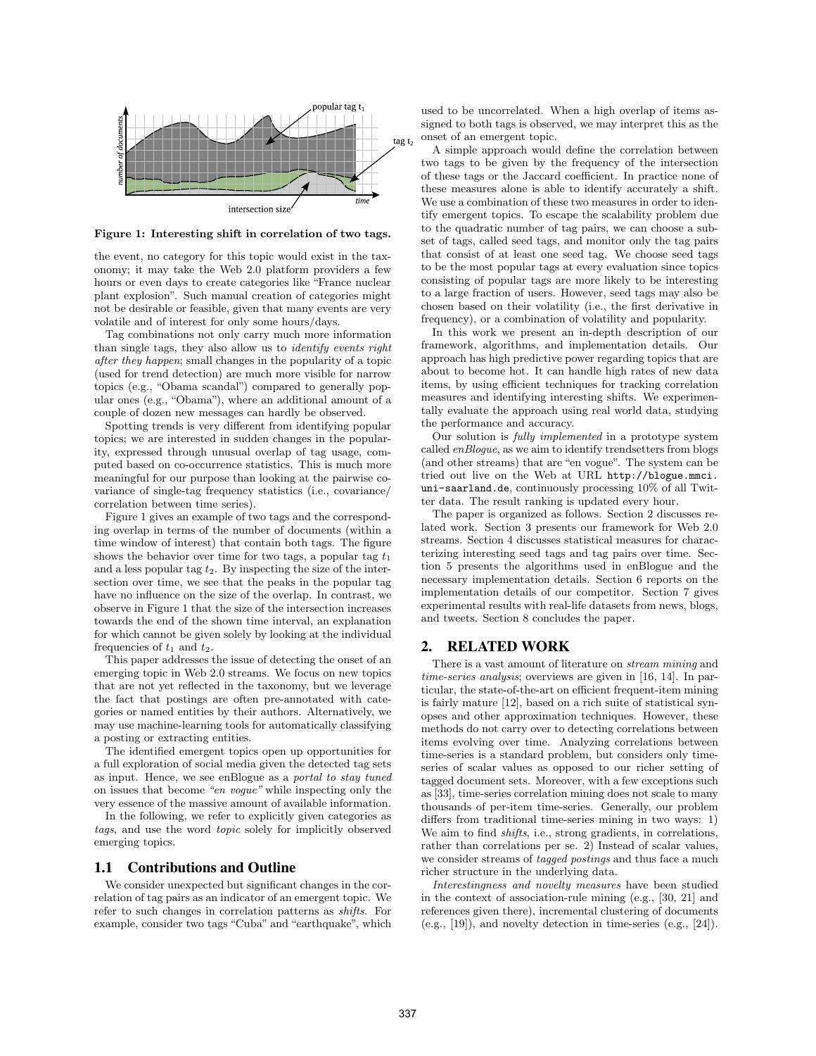Figure 1: Interesting shift in correlation of two tags.

the event, no category for this topic would exist in the taxonomy; it may take the Web 2.0 platform providers a few hours or even days to create categories like "France nuclear plant explosion". Such manual creation of categories might not be desirable or feasible, given that many events are very volatile and of interest for only some hours/days.

Tag combinations not only carry much more information than single tags, they also allow us to *identify events right after they happen*; small changes in the popularity of a topic (used for trend detection) are much more visible for narrow topics (e.g., "Obama scandal") compared to generally popular ones (e.g., "Obama"), where an additional amount of a couple of dozen new messages can hardly be observed.

Spotting trends is very different from identifying popular topics; we are interested in sudden changes in the popularity, expressed through unusual overlap of tag usage, computed based on co-occurrence statistics. This is much more meaningful for our purpose than looking at the pairwise covariance of single-tag frequency statistics (i.e., covariance/ correlation between time series).

Figure 1 gives an example of two tags and the corresponding overlap in terms of the number of documents (within a time window of interest) that contain both tags. The figure shows the behavior over time for two tags, a popular tag $t_1$ and a less popular tag $t_2$. By inspecting the size of the intersection over time, we see that the peaks in the popular tag have no influence on the size of the overlap. In contrast, we observe in Figure 1 that the size of the intersection increases towards the end of the shown time interval, an explanation for which cannot be given solely by looking at the individual frequencies of $t_1$ and $t_2$.

This paper addresses the issue of detecting the onset of an emerging topic in Web 2.0 streams. We focus on new topics that are not yet reflected in the taxonomy, but we leverage the fact that postings are often pre-annotated with categories or named entities by their authors. Alternatively, we may use machine-learning tools for automatically classifying a posting or extracting entities.

The identified emergent topics open up opportunities for a full exploration of social media given the detected tag sets as input. Hence, we see enBlogue as a *portal to stay tuned* on issues that become *"en vogue"* while inspecting only the very essence of the massive amount of available information.

In the following, we refer to explicitly given categories as *tags*, and use the word *topic* solely for implicitly observed emerging topics.

### 1.1 Contributions and Outline

We consider unexpected but significant changes in the correlation of tag pairs as an indicator of an emergent topic. We refer to such changes in correlation patterns as *shifts*. For example, consider two tags "Cuba" and "earthquake", which used to be uncorrelated. When a high overlap of items assigned to both tags is observed, we may interpret this as the onset of an emergent topic.

A simple approach would define the correlation between two tags to be given by the frequency of the intersection of these tags or the Jaccard coefficient. In practice none of these measures alone is able to identify accurately a shift. We use a combination of these two measures in order to identify emergent topics. To escape the scalability problem due to the quadratic number of tag pairs, we can choose a subset of tags, called seed tags, and monitor only the tag pairs that consist of at least one seed tag. We choose seed tags to be the most popular tags at every evaluation since topics consisting of popular tags are more likely to be interesting to a large fraction of users. However, seed tags may also be chosen based on their volatility (i.e., the first derivative in frequency), or a combination of volatility and popularity.

In this work we present an in-depth description of our framework, algorithms, and implementation details. Our approach has high predictive power regarding topics that are about to become hot. It can handle high rates of new data items, by using efficient techniques for tracking correlation measures and identifying interesting shifts. We experimentally evaluate the approach using real world data, studying the performance and accuracy.

Our solution is *fully implemented* in a prototype system called *enBlogue*, as we aim to identify trendsetters from blogs (and other streams) that are "en vogue". The system can be tried out live on the Web at URL http://blogue.mmci.uni-saarland.de, continuously processing 10% of all Twitter data. The result ranking is updated every hour.

The paper is organized as follows. Section 2 discusses related work. Section 3 presents our framework for Web 2.0 streams. Section 4 discusses statistical measures for characterizing interesting seed tags and tag pairs over time. Section 5 presents the algorithms used in enBlogue and the necessary implementation details. Section 6 reports on the implementation details of our competitor. Section 7 gives experimental results with real-life datasets from news, blogs, and tweets. Section 8 concludes the paper.

## 2. RELATED WORK

There is a vast amount of literature on *stream mining* and *time-series analysis*; overviews are given in [16, 14]. In particular, the state-of-the-art on efficient frequent-item mining is fairly mature [12], based on a rich suite of statistical synopses and other approximation techniques. However, these methods do not carry over to detecting correlations between items evolving over time. Analyzing correlations between time-series is a standard problem, but considers only time-series of scalar values as opposed to our richer setting of tagged document sets. Moreover, with a few exceptions such as [33], time-series correlation mining does not scale to many thousands of per-item time-series. Generally, our problem differs from traditional time-series mining in two ways: 1) We aim to find *shifts*, i.e., strong gradients, in correlations, rather than correlations per se. 2) Instead of scalar values, we consider streams of *tagged postings* and thus face a much richer structure in the underlying data.

*Interestingness and novelty measures* have been studied in the context of association-rule mining (e.g., [30, 21] and references given there), incremental clustering of documents (e.g., [19]), and novelty detection in time-series (e.g., [24]).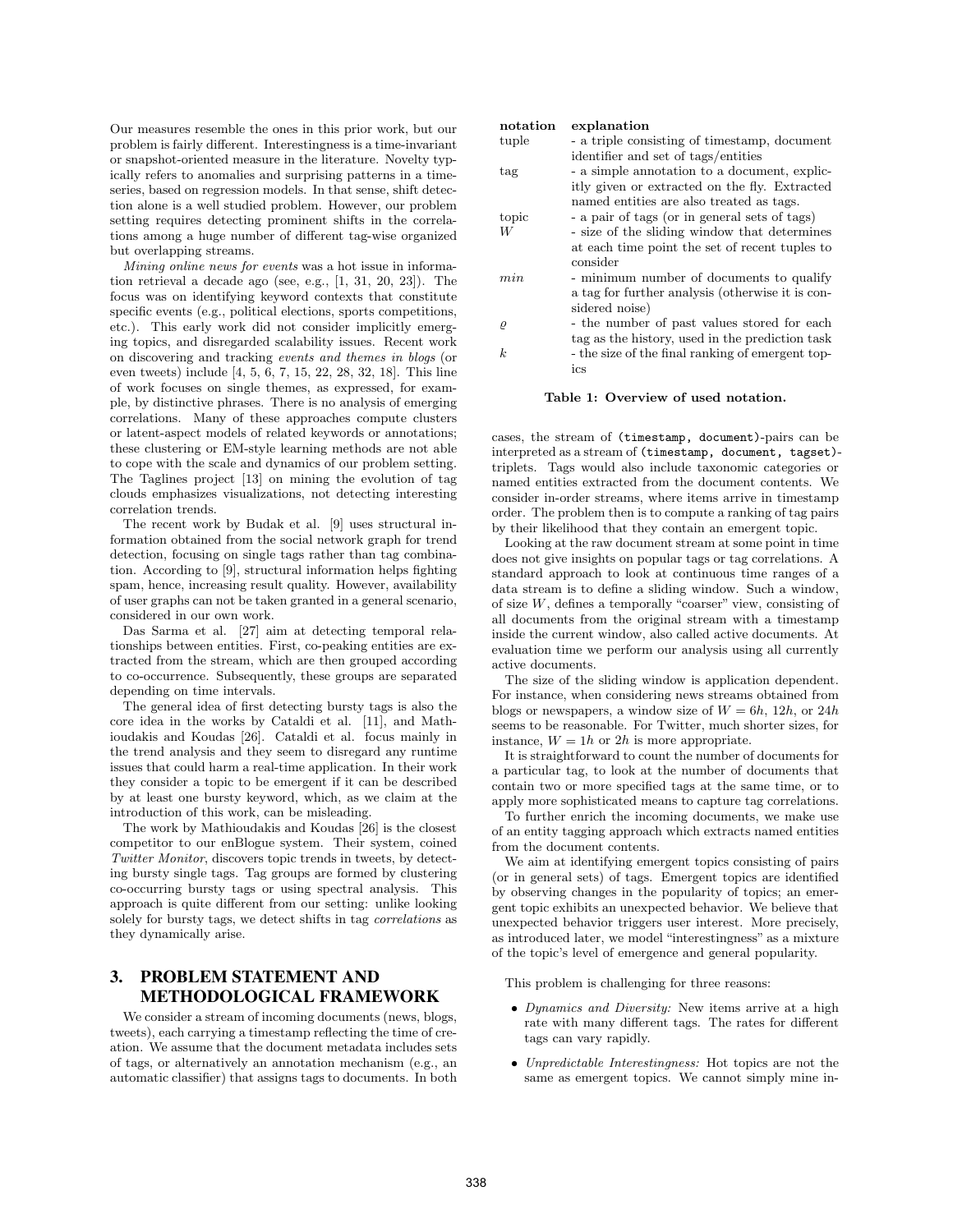Our measures resemble the ones in this prior work, but our problem is fairly different. Interestingness is a time-invariant or snapshot-oriented measure in the literature. Novelty typically refers to anomalies and surprising patterns in a time-series, based on regression models. In that sense, shift detection alone is a well studied problem. However, our problem setting requires detecting prominent shifts in the correlations among a huge number of different tag-wise organized but overlapping streams.

*Mining online news for events* was a hot issue in information retrieval a decade ago (see, e.g., [1, 31, 20, 23]). The focus was on identifying keyword contexts that constitute specific events (e.g., political elections, sports competitions, etc.). This early work did not consider implicitly emerging topics, and disregarded scalability issues. Recent work on discovering and tracking *events and themes in blogs* (or even tweets) include [4, 5, 6, 7, 15, 22, 28, 32, 18]. This line of work focuses on single themes, as expressed, for example, by distinctive phrases. There is no analysis of emerging correlations. Many of these approaches compute clusters or latent-aspect models of related keywords or annotations; these clustering or EM-style learning methods are not able to cope with the scale and dynamics of our problem setting. The Taglines project [13] on mining the evolution of tag clouds emphasizes visualizations, not detecting interesting correlation trends.

The recent work by Budak et al. [9] uses structural information obtained from the social network graph for trend detection, focusing on single tags rather than tag combination. According to [9], structural information helps fighting spam, hence, increasing result quality. However, availability of user graphs can not be taken granted in a general scenario, considered in our own work.

Das Sarma et al. [27] aim at detecting temporal relationships between entities. First, co-peaking entities are extracted from the stream, which are then grouped according to co-occurrence. Subsequently, these groups are separated depending on time intervals.

The general idea of first detecting bursty tags is also the core idea in the works by Cataldi et al. [11], and Mathioudakis and Koudas [26]. Cataldi et al. focus mainly in the trend analysis and they seem to disregard any runtime issues that could harm a real-time application. In their work they consider a topic to be emergent if it can be described by at least one bursty keyword, which, as we claim at the introduction of this work, can be misleading.

The work by Mathioudakis and Koudas [26] is the closest competitor to our enBlogue system. Their system, coined *Twitter Monitor*, discovers topic trends in tweets, by detecting bursty single tags. Tag groups are formed by clustering co-occurring bursty tags or using spectral analysis. This approach is quite different from our setting: unlike looking solely for bursty tags, we detect shifts in tag *correlations* as they dynamically arise.

## 3. PROBLEM STATEMENT AND METHODOLOGICAL FRAMEWORK

We consider a stream of incoming documents (news, blogs, tweets), each carrying a timestamp reflecting the time of creation. We assume that the document metadata includes sets of tags, or alternatively an annotation mechanism (e.g., an automatic classifier) that assigns tags to documents. In both cases, the stream of `(timestamp, document)`-pairs can be interpreted as a stream of `(timestamp, document, tagset)`-triplets. Tags would also include taxonomic categories or named entities extracted from the document contents. We consider in-order streams, where items arrive in timestamp order. The problem then is to compute a ranking of tag pairs by their likelihood that they contain an emergent topic.

| notation | explanation |
|---|---|
| tuple | - a triple consisting of timestamp, document identifier and set of tags/entities |
| tag | - a simple annotation to a document, explicitly given or extracted on the fly. Extracted named entities are also treated as tags. |
| topic | - a pair of tags (or in general sets of tags) |
| $W$ | - size of the sliding window that determines at each time point the set of recent tuples to consider |
| $min$ | - minimum number of documents to qualify a tag for further analysis (otherwise it is considered noise) |
| $\varrho$ | - the number of past values stored for each tag as the history, used in the prediction task |
| $k$ | - the size of the final ranking of emergent topics |

**Table 1: Overview of used notation.**

Looking at the raw document stream at some point in time does not give insights on popular tags or tag correlations. A standard approach to look at continuous time ranges of a data stream is to define a sliding window. Such a window, of size $W$, defines a temporally "coarser" view, consisting of all documents from the original stream with a timestamp inside the current window, also called active documents. At evaluation time we perform our analysis using all currently active documents.

The size of the sliding window is application dependent. For instance, when considering news streams obtained from blogs or newspapers, a window size of $W = 6h$, $12h$, or $24h$ seems to be reasonable. For Twitter, much shorter sizes, for instance, $W = 1h$ or $2h$ is more appropriate.

It is straightforward to count the number of documents for a particular tag, to look at the number of documents that contain two or more specified tags at the same time, or to apply more sophisticated means to capture tag correlations.

To further enrich the incoming documents, we make use of an entity tagging approach which extracts named entities from the document contents.

We aim at identifying emergent topics consisting of pairs (or in general sets) of tags. Emergent topics are identified by observing changes in the popularity of topics; an emergent topic exhibits an unexpected behavior. We believe that unexpected behavior triggers user interest. More precisely, as introduced later, we model "interestingness" as a mixture of the topic's level of emergence and general popularity.

This problem is challenging for three reasons:

- *Dynamics and Diversity:* New items arrive at a high rate with many different tags. The rates for different tags can vary rapidly.
- *Unpredictable Interestingness:* Hot topics are not the same as emergent topics. We cannot simply mine in-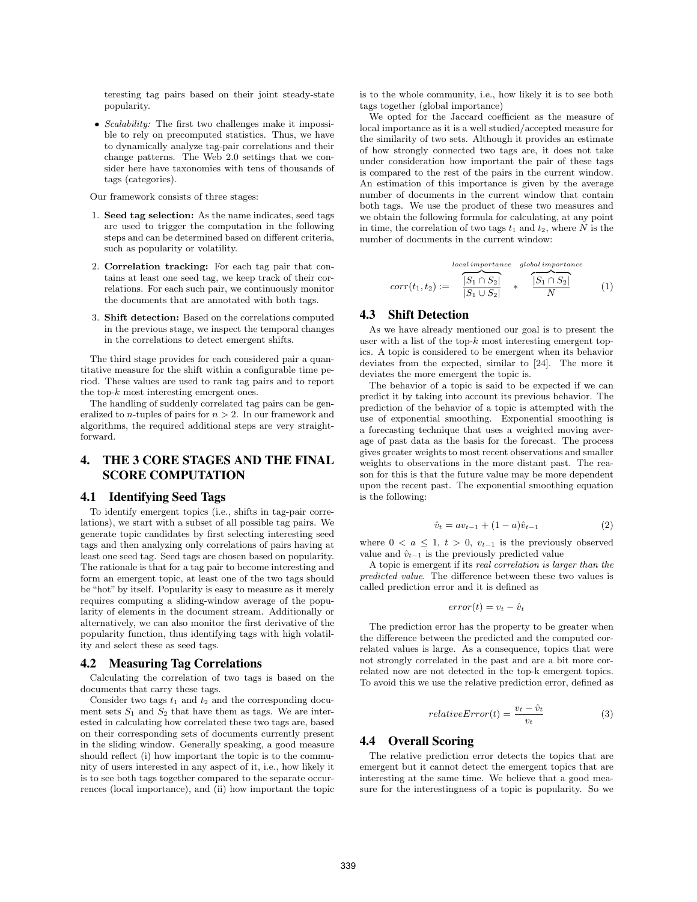teresting tag pairs based on their joint steady-state popularity.

- *Scalability:* The first two challenges make it impossible to rely on precomputed statistics. Thus, we have to dynamically analyze tag-pair correlations and their change patterns. The Web 2.0 settings that we consider here have taxonomies with tens of thousands of tags (categories).

Our framework consists of three stages:

1. **Seed tag selection:** As the name indicates, seed tags are used to trigger the computation in the following steps and can be determined based on different criteria, such as popularity or volatility.
2. **Correlation tracking:** For each tag pair that contains at least one seed tag, we keep track of their correlations. For each such pair, we continuously monitor the documents that are annotated with both tags.
3. **Shift detection:** Based on the correlations computed in the previous stage, we inspect the temporal changes in the correlations to detect emergent shifts.

The third stage provides for each considered pair a quantitative measure for the shift within a configurable time period. These values are used to rank tag pairs and to report the top-$k$ most interesting emergent ones.

The handling of suddenly correlated tag pairs can be generalized to $n$-tuples of pairs for $n > 2$. In our framework and algorithms, the required additional steps are very straightforward.

# 4. THE 3 CORE STAGES AND THE FINAL SCORE COMPUTATION

## 4.1 Identifying Seed Tags

To identify emergent topics (i.e., shifts in tag-pair correlations), we start with a subset of all possible tag pairs. We generate topic candidates by first selecting interesting seed tags and then analyzing only correlations of pairs having at least one seed tag. Seed tags are chosen based on popularity. The rationale is that for a tag pair to become interesting and form an emergent topic, at least one of the two tags should be "hot" by itself. Popularity is easy to measure as it merely requires computing a sliding-window average of the popularity of elements in the document stream. Additionally or alternatively, we can also monitor the first derivative of the popularity function, thus identifying tags with high volatility and select these as seed tags.

## 4.2 Measuring Tag Correlations

Calculating the correlation of two tags is based on the documents that carry these tags.

Consider two tags $t_1$ and $t_2$ and the corresponding document sets $S_1$ and $S_2$ that have them as tags. We are interested in calculating how correlated these two tags are, based on their corresponding sets of documents currently present in the sliding window. Generally speaking, a good measure should reflect (i) how important the topic is to the community of users interested in any aspect of it, i.e., how likely it is to see both tags together compared to the separate occurrences (local importance), and (ii) how important the topic is to the whole community, i.e., how likely it is to see both tags together (global importance)

We opted for the Jaccard coefficient as the measure of local importance as it is a well studied/accepted measure for the similarity of two sets. Although it provides an estimate of how strongly connected two tags are, it does not take under consideration how important the pair of these tags is compared to the rest of the pairs in the current window. An estimation of this importance is given by the average number of documents in the current window that contain both tags. We use the product of these two measures and we obtain the following formula for calculating, at any point in time, the correlation of two tags $t_1$ and $t_2$, where $N$ is the number of documents in the current window:

$$corr(t_1, t_2) := \overbrace{\frac{|S_1 \cap S_2|}{|S_1 \cup S_2|}}^{local\,importance} * \overbrace{\frac{|S_1 \cap S_2|}{N}}^{global\,importance} \tag{1}$$

## 4.3 Shift Detection

As we have already mentioned our goal is to present the user with a list of the top-$k$ most interesting emergent topics. A topic is considered to be emergent when its behavior deviates from the expected, similar to [24]. The more it deviates the more emergent the topic is.

The behavior of a topic is said to be expected if we can predict it by taking into account its previous behavior. The prediction of the behavior of a topic is attempted with the use of exponential smoothing. Exponential smoothing is a forecasting technique that uses a weighted moving average of past data as the basis for the forecast. The process gives greater weights to most recent observations and smaller weights to observations in the more distant past. The reason for this is that the future value may be more dependent upon the recent past. The exponential smoothing equation is the following:

$$\hat{v}_t = a v_{t-1} + (1 - a)\hat{v}_{t-1} \tag{2}$$

where $0 < a \leq 1$, $t > 0$, $v_{t-1}$ is the previously observed value and $\hat{v}_{t-1}$ is the previously predicted value

A topic is emergent if its *real correlation is larger than the predicted value*. The difference between these two values is called prediction error and it is defined as

$$error(t) = v_t - \hat{v}_t$$

The prediction error has the property to be greater when the difference between the predicted and the computed correlated values is large. As a consequence, topics that were not strongly correlated in the past and are a bit more correlated now are not detected in the top-k emergent topics. To avoid this we use the relative prediction error, defined as

$$relativeError(t) = \frac{v_t - \hat{v}_t}{v_t} \tag{3}$$

## 4.4 Overall Scoring

The relative prediction error detects the topics that are emergent but it cannot detect the emergent topics that are interesting at the same time. We believe that a good measure for the interestingness of a topic is popularity. So we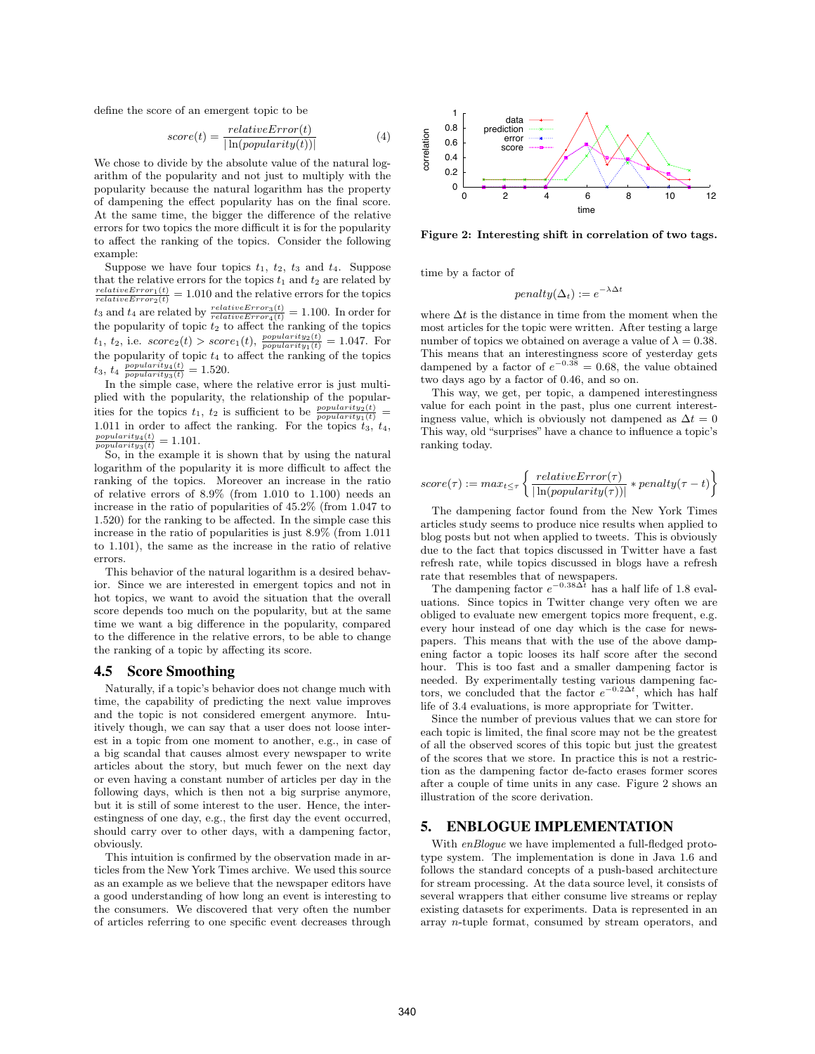define the score of an emergent topic to be

$$score(t) = \frac{relativeError(t)}{|\ln(popularity(t))|} \quad (4)$$

We chose to divide by the absolute value of the natural logarithm of the popularity and not just to multiply with the popularity because the natural logarithm has the property of dampening the effect popularity has on the final score. At the same time, the bigger the difference of the relative errors for two topics the more difficult it is for the popularity to affect the ranking of the topics. Consider the following example:

Suppose we have four topics $t_1$, $t_2$, $t_3$ and $t_4$. Suppose that the relative errors for the topics $t_1$ and $t_2$ are related by $\frac{relativeError_1(t)}{relativeError_2(t)} = 1.010$ and the relative errors for the topics $t_3$ and $t_4$ are related by $\frac{relativeError_3(t)}{relativeError_4(t)} = 1.100$. In order for the popularity of topic $t_2$ to affect the ranking of the topics $t_1$, $t_2$, i.e. $score_2(t) > score_1(t)$, $\frac{popularity_2(t)}{popularity_1(t)} = 1.047$. For the popularity of topic $t_4$ to affect the ranking of the topics $t_3$, $t_4$ $\frac{popularity_4(t)}{popularity_3(t)} = 1.520$.

In the simple case, where the relative error is just multiplied with the popularity, the relationship of the popularities for the topics $t_1$, $t_2$ is sufficient to be $\frac{popularity_2(t)}{popularity_1(t)} = 1.011$ in order to affect the ranking. For the topics $t_3$, $t_4$, $\frac{popularity_4(t)}{popularity_3(t)} = 1.101$.

So, in the example it is shown that by using the natural logarithm of the popularity it is more difficult to affect the ranking of the topics. Moreover an increase in the ratio of relative errors of 8.9% (from 1.010 to 1.100) needs an increase in the ratio of popularities of 45.2% (from 1.047 to 1.520) for the ranking to be affected. In the simple case this increase in the ratio of popularities is just 8.9% (from 1.011 to 1.101), the same as the increase in the ratio of relative errors.

This behavior of the natural logarithm is a desired behavior. Since we are interested in emergent topics and not in hot topics, we want to avoid the situation that the overall score depends too much on the popularity, but at the same time we want a big difference in the popularity, compared to the difference in the relative errors, to be able to change the ranking of a topic by affecting its score.

## 4.5 Score Smoothing

Naturally, if a topic's behavior does not change much with time, the capability of predicting the next value improves and the topic is not considered emergent anymore. Intuitively though, we can say that a user does not loose interest in a topic from one moment to another, e.g., in case of a big scandal that causes almost every newspaper to write articles about the story, but much fewer on the next day or even having a constant number of articles per day in the following days, which is then not a big surprise anymore, but it is still of some interest to the user. Hence, the interestingness of one day, e.g., the first day the event occurred, should carry over to other days, with a dampening factor, obviously.

This intuition is confirmed by the observation made in articles from the New York Times archive. We used this source as an example as we believe that the newspaper editors have a good understanding of how long an event is interesting to the consumers. We discovered that very often the number of articles referring to one specific event decreases through time by a factor of

$$penalty(\Delta_t) := e^{-\lambda \Delta t}$$

where $\Delta t$ is the distance in time from the moment when the most articles for the topic were written. After testing a large number of topics we obtained on average a value of $\lambda = 0.38$. This means that an interestingness score of yesterday gets dampened by a factor of $e^{-0.38} = 0.68$, the value obtained two days ago by a factor of 0.46, and so on.

This way, we get, per topic, a dampened interestingness value for each point in the past, plus one current interestingness value, which is obviously not dampened as $\Delta t = 0$ This way, old "surprises" have a chance to influence a topic's ranking today.

$$score(\tau) := max_{t \leq \tau} \left\{ \frac{relativeError(\tau)}{|\ln(popularity(\tau))|} * penalty(\tau - t) \right\}$$

The dampening factor found from the New York Times articles study seems to produce nice results when applied to blog posts but not when applied to tweets. This is obviously due to the fact that topics discussed in Twitter have a fast refresh rate, while topics discussed in blogs have a refresh rate that resembles that of newspapers.

The dampening factor $e^{-0.38\Delta t}$ has a half life of 1.8 evaluations. Since topics in Twitter change very often we are obliged to evaluate new emergent topics more frequent, e.g. every hour instead of one day which is the case for newspapers. This means that with the use of the above dampening factor a topic looses its half score after the second hour. This is too fast and a smaller dampening factor is needed. By experimentally testing various dampening factors, we concluded that the factor $e^{-0.2\Delta t}$, which has half life of 3.4 evaluations, is more appropriate for Twitter.

Since the number of previous values that we can store for each topic is limited, the final score may not be the greatest of all the observed scores of this topic but just the greatest of the scores that we store. In practice this is not a restriction as the dampening factor de-facto erases former scores after a couple of time units in any case. Figure 2 shows an illustration of the score derivation.

**Figure 2: Interesting shift in correlation of two tags.**

# 5. ENBLOGUE IMPLEMENTATION

With *enBlogue* we have implemented a full-fledged prototype system. The implementation is done in Java 1.6 and follows the standard concepts of a push-based architecture for stream processing. At the data source level, it consists of several wrappers that either consume live streams or replay existing datasets for experiments. Data is represented in an array $n$-tuple format, consumed by stream operators, and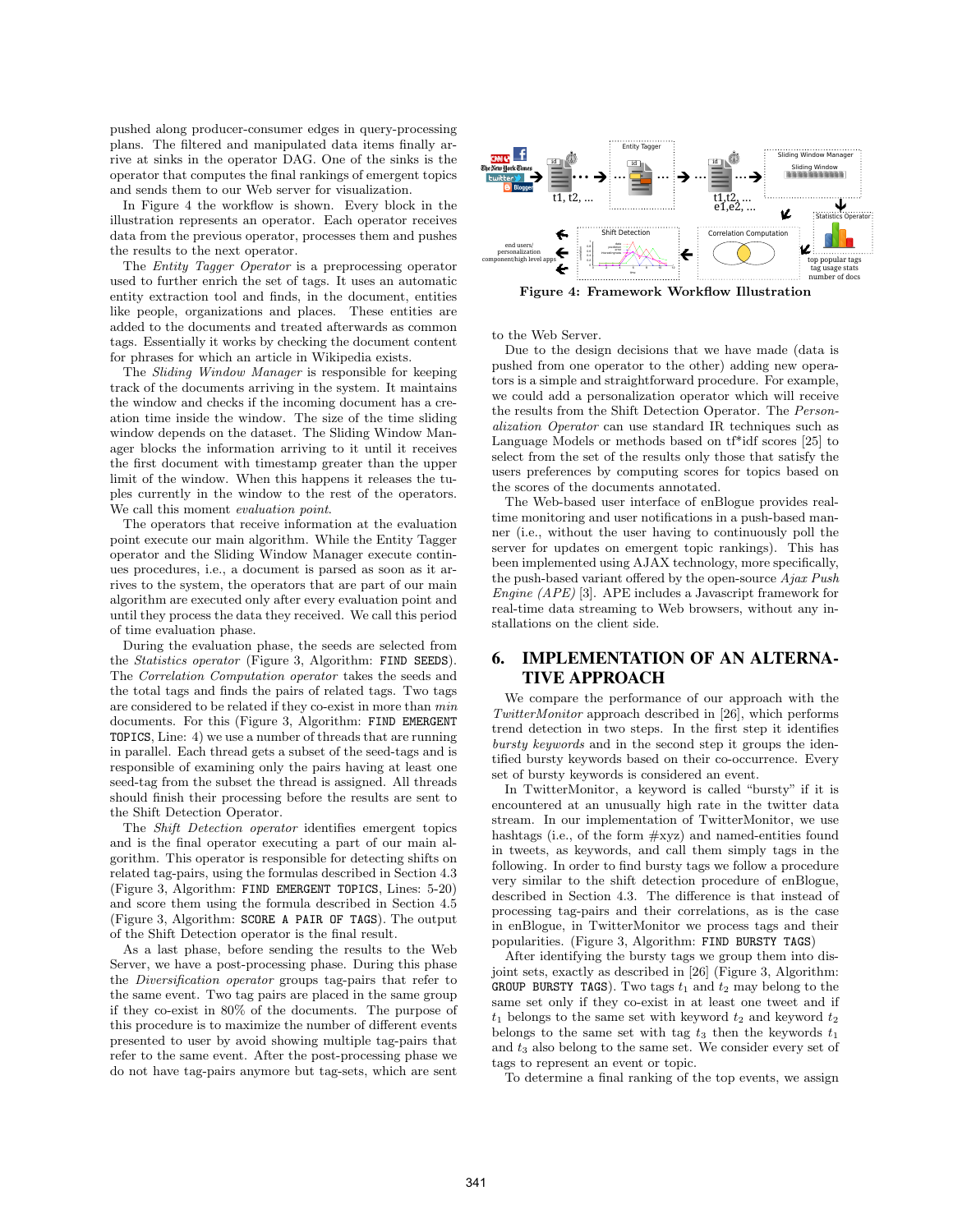pushed along producer-consumer edges in query-processing plans. The filtered and manipulated data items finally arrive at sinks in the operator DAG. One of the sinks is the operator that computes the final rankings of emergent topics and sends them to our Web server for visualization.

In Figure 4 the workflow is shown. Every block in the illustration represents an operator. Each operator receives data from the previous operator, processes them and pushes the results to the next operator.

The *Entity Tagger Operator* is a preprocessing operator used to further enrich the set of tags. It uses an automatic entity extraction tool and finds, in the document, entities like people, organizations and places. These entities are added to the documents and treated afterwards as common tags. Essentially it works by checking the document content for phrases for which an article in Wikipedia exists.

The *Sliding Window Manager* is responsible for keeping track of the documents arriving in the system. It maintains the window and checks if the incoming document has a creation time inside the window. The size of the time sliding window depends on the dataset. The Sliding Window Manager blocks the information arriving to it until it receives the first document with timestamp greater than the upper limit of the window. When this happens it releases the tuples currently in the window to the rest of the operators. We call this moment *evaluation point*.

The operators that receive information at the evaluation point execute our main algorithm. While the Entity Tagger operator and the Sliding Window Manager execute continues procedures, i.e., a document is parsed as soon as it arrives to the system, the operators that are part of our main algorithm are executed only after every evaluation point and until they process the data they received. We call this period of time evaluation phase.

During the evaluation phase, the seeds are selected from the *Statistics operator* (Figure 3, Algorithm: `FIND SEEDS`). The *Correlation Computation operator* takes the seeds and the total tags and finds the pairs of related tags. Two tags are considered to be related if they co-exist in more than *min* documents. For this (Figure 3, Algorithm: `FIND EMERGENT TOPICS`, Line: 4) we use a number of threads that are running in parallel. Each thread gets a subset of the seed-tags and is responsible of examining only the pairs having at least one seed-tag from the subset the thread is assigned. All threads should finish their processing before the results are sent to the Shift Detection Operator.

The *Shift Detection operator* identifies emergent topics and is the final operator executing a part of our main algorithm. This operator is responsible for detecting shifts on related tag-pairs, using the formulas described in Section 4.3 (Figure 3, Algorithm: `FIND EMERGENT TOPICS`, Lines: 5-20) and score them using the formula described in Section 4.5 (Figure 3, Algorithm: `SCORE A PAIR OF TAGS`). The output of the Shift Detection operator is the final result.

As a last phase, before sending the results to the Web Server, we have a post-processing phase. During this phase the *Diversification operator* groups tag-pairs that refer to the same event. Two tag pairs are placed in the same group if they co-exist in 80% of the documents. The purpose of this procedure is to maximize the number of different events presented to user by avoid showing multiple tag-pairs that refer to the same event. After the post-processing phase we do not have tag-pairs anymore but tag-sets, which are sent to the Web Server.

**Figure 4: Framework Workflow Illustration**

Due to the design decisions that we have made (data is pushed from one operator to the other) adding new operators is a simple and straightforward procedure. For example, we could add a personalization operator which will receive the results from the Shift Detection Operator. The *Personalization Operator* can use standard IR techniques such as Language Models or methods based on tf*idf scores [25] to select from the set of the results only those that satisfy the users preferences by computing scores for topics based on the scores of the documents annotated.

The Web-based user interface of enBlogue provides real-time monitoring and user notifications in a push-based manner (i.e., without the user having to continuously poll the server for updates on emergent topic rankings). This has been implemented using AJAX technology, more specifically, the push-based variant offered by the open-source *Ajax Push Engine (APE)* [3]. APE includes a Javascript framework for real-time data streaming to Web browsers, without any installations on the client side.

## 6. IMPLEMENTATION OF AN ALTERNATIVE APPROACH

We compare the performance of our approach with the *TwitterMonitor* approach described in [26], which performs trend detection in two steps. In the first step it identifies *bursty keywords* and in the second step it groups the identified bursty keywords based on their co-occurrence. Every set of bursty keywords is considered an event.

In TwitterMonitor, a keyword is called "bursty" if it is encountered at an unusually high rate in the twitter data stream. In our implementation of TwitterMonitor, we use hashtags (i.e., of the form #xyz) and named-entities found in tweets, as keywords, and call them simply tags in the following. In order to find bursty tags we follow a procedure very similar to the shift detection procedure of enBlogue, described in Section 4.3. The difference is that instead of processing tag-pairs and their correlations, as is the case in enBlogue, in TwitterMonitor we process tags and their popularities. (Figure 3, Algorithm: `FIND BURSTY TAGS`)

After identifying the bursty tags we group them into disjoint sets, exactly as described in [26] (Figure 3, Algorithm: `GROUP BURSTY TAGS`). Two tags $t_1$ and $t_2$ may belong to the same set only if they co-exist in at least one tweet and if $t_1$ belongs to the same set with keyword $t_2$ and keyword $t_2$ belongs to the same set with tag $t_3$ then the keywords $t_1$ and $t_3$ also belong to the same set. We consider every set of tags to represent an event or topic.

To determine a final ranking of the top events, we assign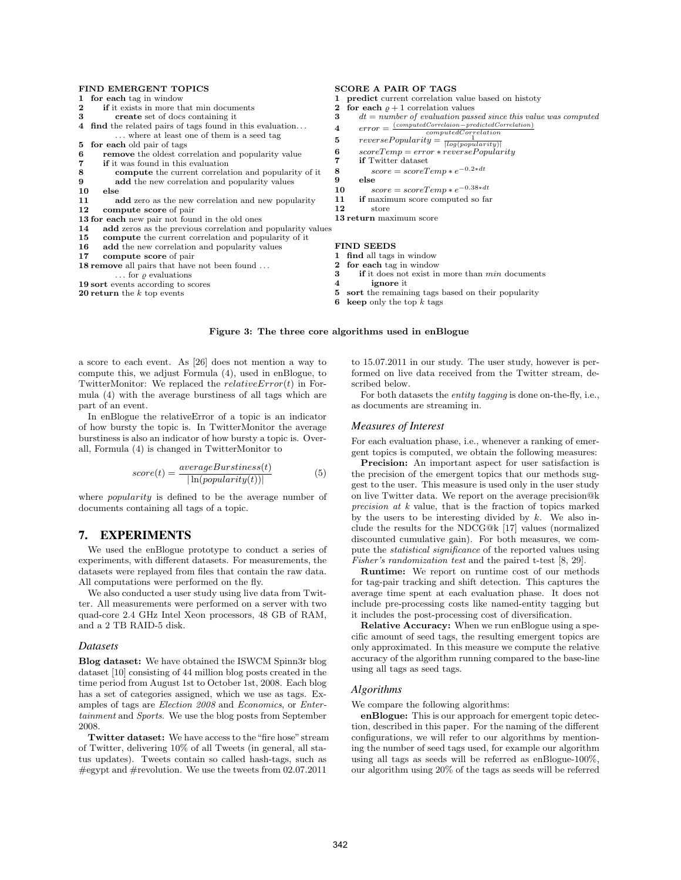**FIND EMERGENT TOPICS**

```
1  for each tag in window
2      if it exists in more that min documents
3          create set of docs containing it
4  find the related pairs of tags found in this evaluation...
       ... where at least one of them is a seed tag
5  for each old pair of tags
6      remove the oldest correlation and popularity value
7      if it was found in this evaluation
8          compute the current correlation and popularity of it
9          add the new correlation and popularity values
10     else
11         add zero as the new correlation and new popularity
12     compute score of pair
13 for each new pair not found in the old ones
14     add zeros as the previous correlation and popularity values
15     compute the current correlation and popularity of it
16     add the new correlation and popularity values
17     compute score of pair
18 remove all pairs that have not been found ...
       ... for ϱ evaluations
19 sort events according to scores
20 return the k top events
```

**SCORE A PAIR OF TAGS**

1 **predict** current correlation value based on histoty
2 **for each** $\varrho + 1$ correlation values
3 $\quad dt$ = *number of evaluation passed since this value was computed*
4 $\quad error = \frac{(computedCorrelaion - predictedCorrelation)}{computedCorrelation}$
5 $\quad reversePopularity = \frac{1}{|log(popularity)|}$
6 $\quad scoreTemp = error * reversePopularity$
7 $\quad$ **if** Twitter dataset
8 $\quad\quad score = scoreTemp * e^{-0.2*dt}$
9 $\quad$ **else**
10 $\quad\quad score = scoreTemp * e^{-0.38*dt}$
11 $\quad$ **if** maximum score computed so far
12 $\quad\quad$ store
13 **return** maximum score

**FIND SEEDS**

```
1  find all tags in window
2  for each tag in window
3      if it does not exist in more than min documents
4          ignore it
5  sort the remaining tags based on their popularity
6  keep only the top k tags
```

**Figure 3: The three core algorithms used in enBlogue**

a score to each event. As [26] does not mention a way to compute this, we adjust Formula (4), used in enBlogue, to TwitterMonitor: We replaced the *relativeError*$(t)$ in Formula (4) with the average burstiness of all tags which are part of an event.

In enBlogue the relativeError of a topic is an indicator of how bursty the topic is. In TwitterMonitor the average burstiness is also an indicator of how bursty a topic is. Overall, Formula (4) is changed in TwitterMonitor to

$$score(t) = \frac{averageBurstiness(t)}{|\ln(popularity(t))|} \tag{5}$$

where *popularity* is defined to be the average number of documents containing all tags of a topic.

## 7. EXPERIMENTS

We used the enBlogue prototype to conduct a series of experiments, with different datasets. For measurements, the datasets were replayed from files that contain the raw data. All computations were performed on the fly.

We also conducted a user study using live data from Twitter. All measurements were performed on a server with two quad-core 2.4 GHz Intel Xeon processors, 48 GB of RAM, and a 2 TB RAID-5 disk.

### Datasets

**Blog dataset:** We have obtained the ISWCM Spinn3r blog dataset [10] consisting of 44 million blog posts created in the time period from August 1st to October 1st, 2008. Each blog has a set of categories assigned, which we use as tags. Examples of tags are *Election 2008* and *Economics*, or *Entertainment* and *Sports*. We use the blog posts from September 2008.

**Twitter dataset:** We have access to the "fire hose" stream of Twitter, delivering 10% of all Tweets (in general, all status updates). Tweets contain so called hash-tags, such as #egypt and #revolution. We use the tweets from 02.07.2011 to 15.07.2011 in our study. The user study, however is performed on live data received from the Twitter stream, described below.

For both datasets the *entity tagging* is done on-the-fly, i.e., as documents are streaming in.

### Measures of Interest

For each evaluation phase, i.e., whenever a ranking of emergent topics is computed, we obtain the following measures:

**Precision:** An important aspect for user satisfaction is the precision of the emergent topics that our methods suggest to the user. This measure is used only in the user study on live Twitter data. We report on the average precision@k *precision at k* value, that is the fraction of topics marked by the users to be interesting divided by $k$. We also include the results for the NDCG@k [17] values (normalized discounted cumulative gain). For both measures, we compute the *statistical significance* of the reported values using *Fisher's randomization test* and the paired t-test [8, 29].

**Runtime:** We report on runtime cost of our methods for tag-pair tracking and shift detection. This captures the average time spent at each evaluation phase. It does not include pre-processing costs like named-entity tagging but it includes the post-processing cost of diversification.

**Relative Accuracy:** When we run enBlogue using a specific amount of seed tags, the resulting emergent topics are only approximated. In this measure we compute the relative accuracy of the algorithm running compared to the base-line using all tags as seed tags.

### Algorithms

We compare the following algorithms:

**enBlogue:** This is our approach for emergent topic detection, described in this paper. For the naming of the different configurations, we will refer to our algorithms by mentioning the number of seed tags used, for example our algorithm using all tags as seeds will be referred as enBlogue-100%, our algorithm using 20% of the tags as seeds will be referred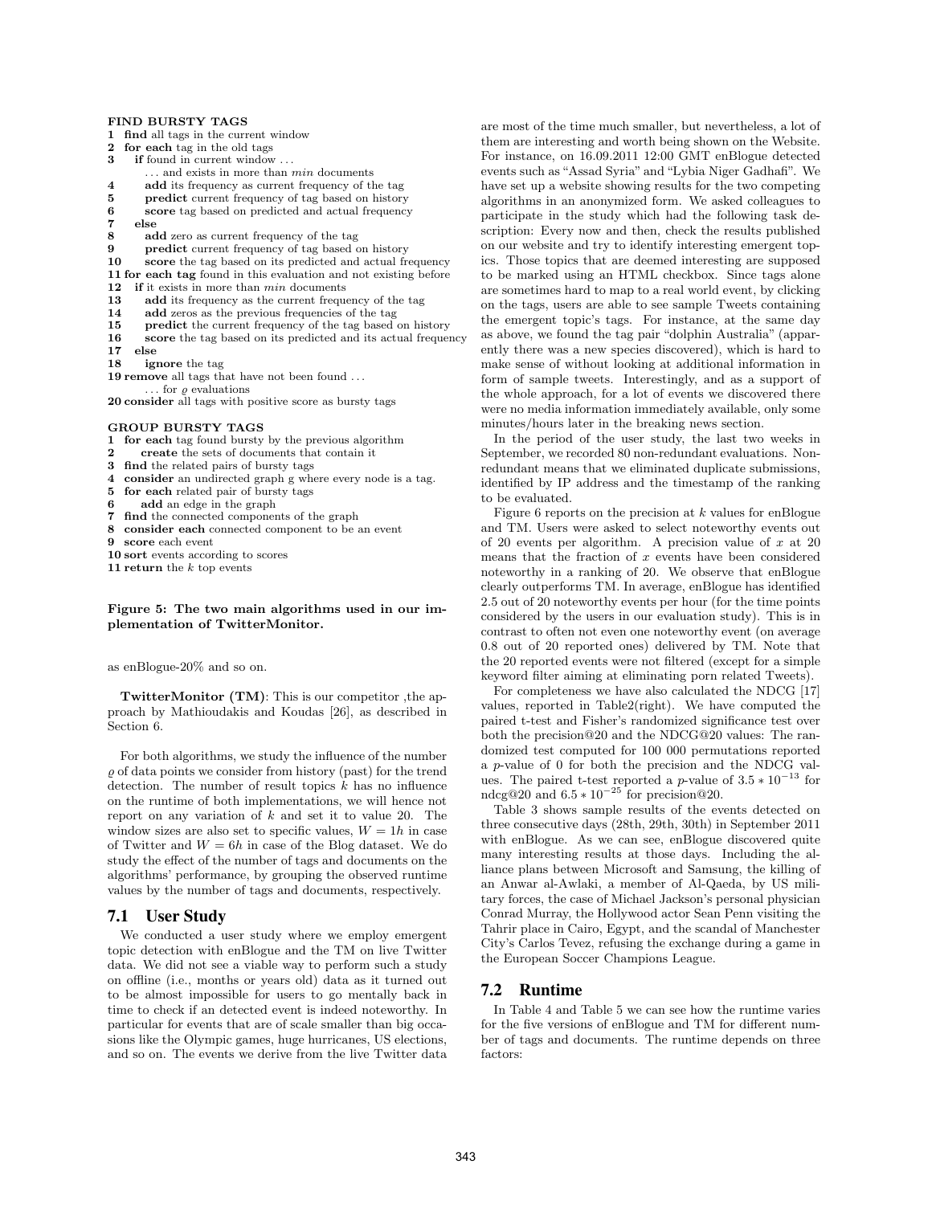**FIND BURSTY TAGS**

```
1  find all tags in the current window
2  for each tag in the old tags
3    if found in current window ...
       ... and exists in more than min documents
4      add its frequency as current frequency of the tag
5      predict current frequency of tag based on history
6      score tag based on predicted and actual frequency
7    else
8      add zero as current frequency of the tag
9      predict current frequency of tag based on history
10     score the tag based on its predicted and actual frequency
11 for each tag found in this evaluation and not existing before
12   if it exists in more than min documents
13     add its frequency as the current frequency of the tag
14     add zeros as the previous frequencies of the tag
15     predict the current frequency of the tag based on history
16     score the tag based on its predicted and its actual frequency
17   else
18     ignore the tag
19 remove all tags that have not been found ...
       ... for ϱ evaluations
20 consider all tags with positive score as bursty tags
```

**GROUP BURSTY TAGS**

```
1  for each tag found bursty by the previous algorithm
2    create the sets of documents that contain it
3  find the related pairs of bursty tags
4  consider an undirected graph g where every node is a tag.
5  for each related pair of bursty tags
6    add an edge in the graph
7  find the connected components of the graph
8  consider each connected component to be an event
9  score each event
10 sort events according to scores
11 return the k top events
```

**Figure 5: The two main algorithms used in our implementation of TwitterMonitor.**

as enBlogue-20% and so on.

**TwitterMonitor (TM)**: This is our competitor ,the approach by Mathioudakis and Koudas [26], as described in Section 6.

For both algorithms, we study the influence of the number $\varrho$ of data points we consider from history (past) for the trend detection. The number of result topics $k$ has no influence on the runtime of both implementations, we will hence not report on any variation of $k$ and set it to value 20. The window sizes are also set to specific values, $W = 1h$ in case of Twitter and $W = 6h$ in case of the Blog dataset. We do study the effect of the number of tags and documents on the algorithms' performance, by grouping the observed runtime values by the number of tags and documents, respectively.

## 7.1 User Study

We conducted a user study where we employ emergent topic detection with enBlogue and the TM on live Twitter data. We did not see a viable way to perform such a study on offline (i.e., months or years old) data as it turned out to be almost impossible for users to go mentally back in time to check if an detected event is indeed noteworthy. In particular for events that are of scale smaller than big occasions like the Olympic games, huge hurricanes, US elections, and so on. The events we derive from the live Twitter data are most of the time much smaller, but nevertheless, a lot of them are interesting and worth being shown on the Website. For instance, on 16.09.2011 12:00 GMT enBlogue detected events such as "Assad Syria" and "Lybia Niger Gadhafi". We have set up a website showing results for the two competing algorithms in an anonymized form. We asked colleagues to participate in the study which had the following task description: Every now and then, check the results published on our website and try to identify interesting emergent topics. Those topics that are deemed interesting are supposed to be marked using an HTML checkbox. Since tags alone are sometimes hard to map to a real world event, by clicking on the tags, users are able to see sample Tweets containing the emergent topic's tags. For instance, at the same day as above, we found the tag pair "dolphin Australia" (apparently there was a new species discovered), which is hard to make sense of without looking at additional information in form of sample tweets. Interestingly, and as a support of the whole approach, for a lot of events we discovered there were no media information immediately available, only some minutes/hours later in the breaking news section.

In the period of the user study, the last two weeks in September, we recorded 80 non-redundant evaluations. Non-redundant means that we eliminated duplicate submissions, identified by IP address and the timestamp of the ranking to be evaluated.

Figure 6 reports on the precision at $k$ values for enBlogue and TM. Users were asked to select noteworthy events out of 20 events per algorithm. A precision value of $x$ at 20 means that the fraction of $x$ events have been considered noteworthy in a ranking of 20. We observe that enBlogue clearly outperforms TM. In average, enBlogue has identified 2.5 out of 20 noteworthy events per hour (for the time points considered by the users in our evaluation study). This is in contrast to often not even one noteworthy event (on average 0.8 out of 20 reported ones) delivered by TM. Note that the 20 reported events were not filtered (except for a simple keyword filter aiming at eliminating porn related Tweets).

For completeness we have also calculated the NDCG [17] values, reported in Table2(right). We have computed the paired t-test and Fisher's randomized significance test over both the precision@20 and the NDCG@20 values: The randomized test computed for 100 000 permutations reported a $p$-value of 0 for both the precision and the NDCG values. The paired t-test reported a $p$-value of $3.5 * 10^{-13}$ for ndcg@20 and $6.5 * 10^{-25}$ for precision@20.

Table 3 shows sample results of the events detected on three consecutive days (28th, 29th, 30th) in September 2011 with enBlogue. As we can see, enBlogue discovered quite many interesting results at those days. Including the alliance plans between Microsoft and Samsung, the killing of an Anwar al-Awlaki, a member of Al-Qaeda, by US military forces, the case of Michael Jackson's personal physician Conrad Murray, the Hollywood actor Sean Penn visiting the Tahrir place in Cairo, Egypt, and the scandal of Manchester City's Carlos Tevez, refusing the exchange during a game in the European Soccer Champions League.

## 7.2 Runtime

In Table 4 and Table 5 we can see how the runtime varies for the five versions of enBlogue and TM for different number of tags and documents. The runtime depends on three factors: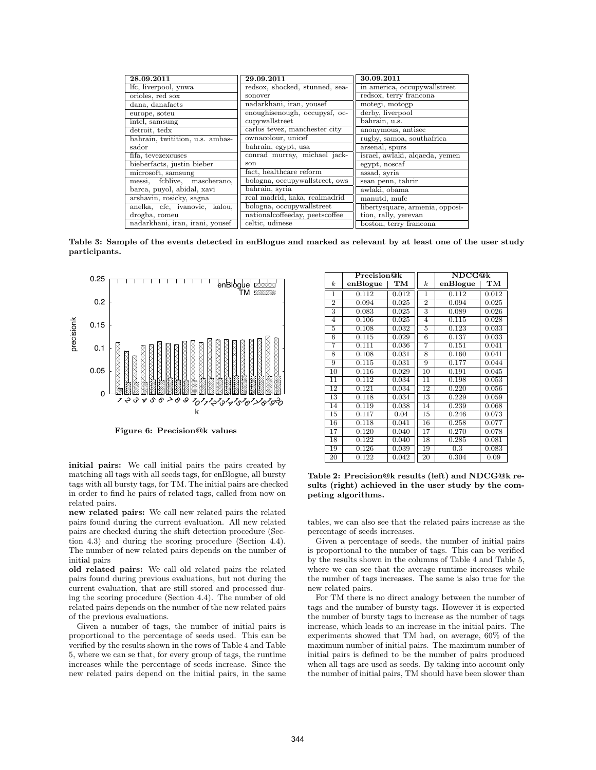| 28.09.2011 | 29.09.2011 | 30.09.2011 |
|---|---|---|
| lfc, liverpool, ynwa | redsox, shocked, stunned, seasonover | in america, occupywallstreet |
| orioles, red sox | nadarkhani, iran, yousef | redsox, terry francona |
| dana, danafacts | enoughisenough, occupysf, occupywallstreet | motegi, motogp |
| europe, soteu | carlos tevez, manchester city | derby, liverpool |
| intel, samsung | ownacolour, unicef | bahrain, u.s. |
| detroit, tedx | bahrain, egypt, usa | anonymous, antisec |
| bahrain, twitition, u.s. ambassador | conrad murray, michael jackson | rugby, samoa, southafrica |
| fifa, tevezexcuses | fact, healthcare reform | arsenal, spurs |
| bieberfacts, justin bieber | bologna, occupywallstreet, ows | israel, awlaki, alqaeda, yemen |
| microsoft, samsung | bahrain, syria | egypt, noscaf |
| messi, fcblive, mascherano, barca, puyol, abidal, xavi | real madrid, kaka, realmadrid | assad, syria |
| arshavin, rosicky, sagna | bologna, occupywallstreet | sean penn, tahrir |
| anelka, cfc, ivanovic, kalou, drogba, romeu | nationalcoffeeday, peetscoffee | awlaki, obama |
| nadarkhani, iran, irani, yousef | celtic, udinese | manutd, mufc |
| | | libertysquare, armenia, opposition, rally, yerevan |
| | | boston, terry francona |

**Table 3: Sample of the events detected in enBlogue and marked as relevant by at least one of the user study participants.**

**Figure 6: Precision@k values**

| | Precision@k | | | NDCG@k | |
|---|---|---|---|---|---|
| $k$ | enBlogue | TM | $k$ | enBlogue | TM |
| 1 | 0.112 | 0.012 | 1 | 0.112 | 0.012 |
| 2 | 0.094 | 0.025 | 2 | 0.094 | 0.025 |
| 3 | 0.083 | 0.025 | 3 | 0.089 | 0.026 |
| 4 | 0.106 | 0.025 | 4 | 0.115 | 0.028 |
| 5 | 0.108 | 0.032 | 5 | 0.123 | 0.033 |
| 6 | 0.115 | 0.029 | 6 | 0.137 | 0.033 |
| 7 | 0.111 | 0.036 | 7 | 0.151 | 0.041 |
| 8 | 0.108 | 0.031 | 8 | 0.160 | 0.041 |
| 9 | 0.115 | 0.031 | 9 | 0.177 | 0.044 |
| 10 | 0.116 | 0.029 | 10 | 0.191 | 0.045 |
| 11 | 0.112 | 0.034 | 11 | 0.198 | 0.053 |
| 12 | 0.121 | 0.034 | 12 | 0.220 | 0.056 |
| 13 | 0.118 | 0.034 | 13 | 0.229 | 0.059 |
| 14 | 0.119 | 0.038 | 14 | 0.239 | 0.068 |
| 15 | 0.117 | 0.04 | 15 | 0.246 | 0.073 |
| 16 | 0.118 | 0.041 | 16 | 0.258 | 0.077 |
| 17 | 0.120 | 0.040 | 17 | 0.270 | 0.078 |
| 18 | 0.122 | 0.040 | 18 | 0.285 | 0.081 |
| 19 | 0.126 | 0.039 | 19 | 0.3 | 0.083 |
| 20 | 0.122 | 0.042 | 20 | 0.304 | 0.09 |

**Table 2: Precision@k results (left) and NDCG@k results (right) achieved in the user study by the competing algorithms.**

**initial pairs:** We call initial pairs the pairs created by matching all tags with all seeds tags, for enBlogue, all bursty tags with all bursty tags, for TM. The initial pairs are checked in order to find he pairs of related tags, called from now on related pairs.

**new related pairs:** We call new related pairs the related pairs found during the current evaluation. All new related pairs are checked during the shift detection procedure (Section 4.3) and during the scoring procedure (Section 4.4). The number of new related pairs depends on the number of initial pairs

**old related pairs:** We call old related pairs the related pairs found during previous evaluations, but not during the current evaluation, that are still stored and processed during the scoring procedure (Section 4.4). The number of old related pairs depends on the number of the new related pairs of the previous evaluations.

Given a number of tags, the number of initial pairs is proportional to the percentage of seeds used. This can be verified by the results shown in the rows of Table 4 and Table 5, where we can se that, for every group of tags, the runtime increases while the percentage of seeds increase. Since the new related pairs depend on the initial pairs, in the same tables, we can also see that the related pairs increase as the percentage of seeds increases.

Given a percentage of seeds, the number of initial pairs is proportional to the number of tags. This can be verified by the results shown in the columns of Table 4 and Table 5, where we can see that the average runtime increases while the number of tags increases. The same is also true for the new related pairs.

For TM there is no direct analogy between the number of tags and the number of bursty tags. However it is expected the number of bursty tags to increase as the number of tags increase, which leads to an increase in the initial pairs. The experiments showed that TM had, on average, 60% of the maximum number of initial pairs. The maximum number of initial pairs is defined to be the number of pairs produced when all tags are used as seeds. By taking into account only the number of initial pairs, TM should have been slower than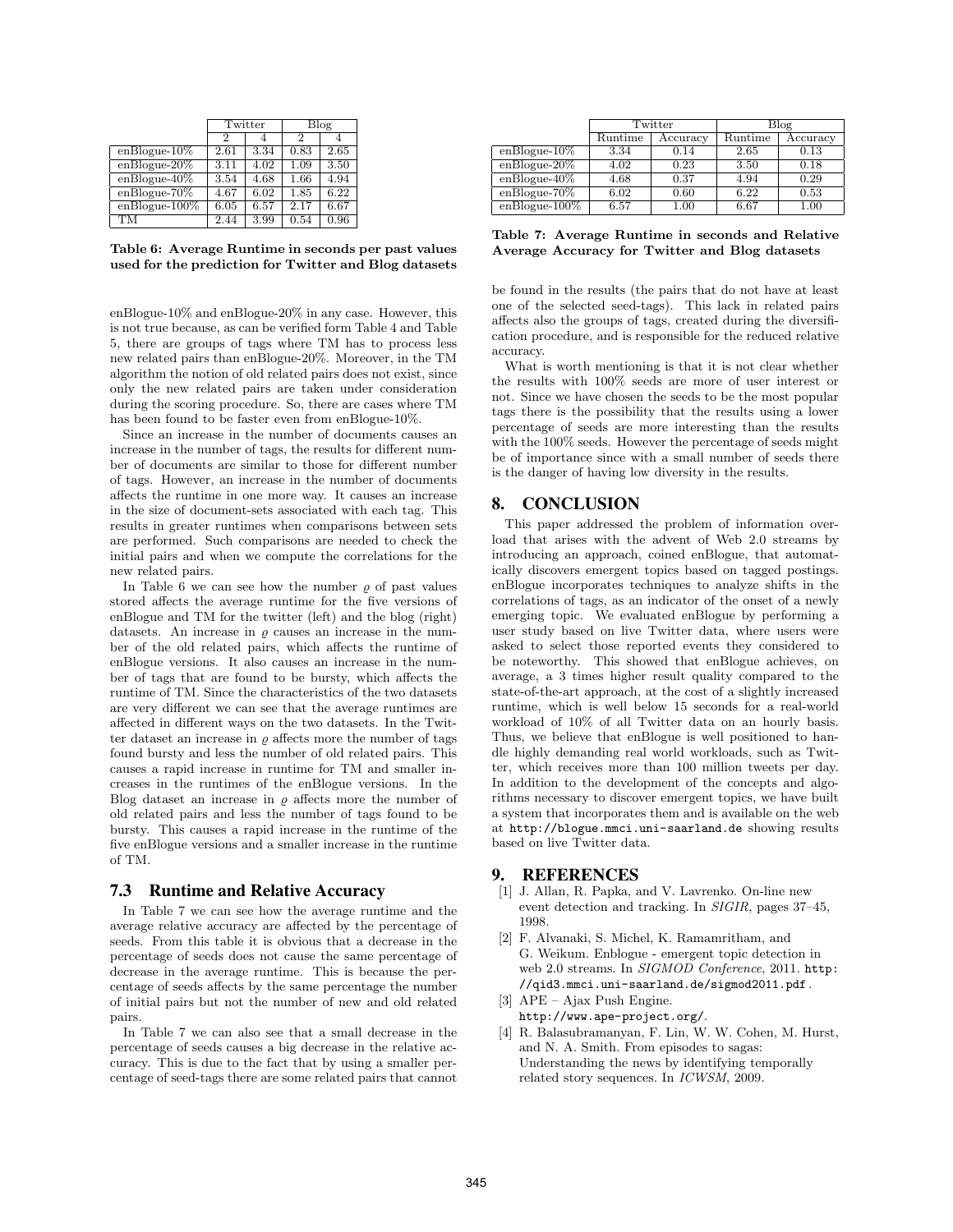| | Twitter | | Blog | |
|---|---|---|---|---|
| | 2 | 4 | 2 | 4 |
| enBlogue-10% | 2.61 | 3.34 | 0.83 | 2.65 |
| enBlogue-20% | 3.11 | 4.02 | 1.09 | 3.50 |
| enBlogue-40% | 3.54 | 4.68 | 1.66 | 4.94 |
| enBlogue-70% | 4.67 | 6.02 | 1.85 | 6.22 |
| enBlogue-100% | 6.05 | 6.57 | 2.17 | 6.67 |
| TM | 2.44 | 3.99 | 0.54 | 0.96 |

**Table 6: Average Runtime in seconds per past values used for the prediction for Twitter and Blog datasets**

enBlogue-10% and enBlogue-20% in any case. However, this is not true because, as can be verified form Table 4 and Table 5, there are groups of tags where TM has to process less new related pairs than enBlogue-20%. Moreover, in the TM algorithm the notion of old related pairs does not exist, since only the new related pairs are taken under consideration during the scoring procedure. So, there are cases where TM has been found to be faster even from enBlogue-10%.

Since an increase in the number of documents causes an increase in the number of tags, the results for different number of documents are similar to those for different number of tags. However, an increase in the number of documents affects the runtime in one more way. It causes an increase in the size of document-sets associated with each tag. This results in greater runtimes when comparisons between sets are performed. Such comparisons are needed to check the initial pairs and when we compute the correlations for the new related pairs.

In Table 6 we can see how the number $\varrho$ of past values stored affects the average runtime for the five versions of enBlogue and TM for the twitter (left) and the blog (right) datasets. An increase in $\varrho$ causes an increase in the number of the old related pairs, which affects the runtime of enBlogue versions. It also causes an increase in the number of tags that are found to be bursty, which affects the runtime of TM. Since the characteristics of the two datasets are very different we can see that the average runtimes are affected in different ways on the two datasets. In the Twitter dataset an increase in $\varrho$ affects more the number of tags found bursty and less the number of old related pairs. This causes a rapid increase in runtime for TM and smaller increases in the runtimes of the enBlogue versions. In the Blog dataset an increase in $\varrho$ affects more the number of old related pairs and less the number of tags found to be bursty. This causes a rapid increase in the runtime of the five enBlogue versions and a smaller increase in the runtime of TM.

### 7.3 Runtime and Relative Accuracy

In Table 7 we can see how the average runtime and the average relative accuracy are affected by the percentage of seeds. From this table it is obvious that a decrease in the percentage of seeds does not cause the same percentage of decrease in the average runtime. This is because the percentage of seeds affects by the same percentage the number of initial pairs but not the number of new and old related pairs.

In Table 7 we can also see that a small decrease in the percentage of seeds causes a big decrease in the relative accuracy. This is due to the fact that by using a smaller percentage of seed-tags there are some related pairs that cannot

| | Twitter | | Blog | |
|---|---|---|---|---|
| | Runtime | Accuracy | Runtime | Accuracy |
| enBlogue-10% | 3.34 | 0.14 | 2.65 | 0.13 |
| enBlogue-20% | 4.02 | 0.23 | 3.50 | 0.18 |
| enBlogue-40% | 4.68 | 0.37 | 4.94 | 0.29 |
| enBlogue-70% | 6.02 | 0.60 | 6.22 | 0.53 |
| enBlogue-100% | 6.57 | 1.00 | 6.67 | 1.00 |

**Table 7: Average Runtime in seconds and Relative Average Accuracy for Twitter and Blog datasets**

be found in the results (the pairs that do not have at least one of the selected seed-tags). This lack in related pairs affects also the groups of tags, created during the diversification procedure, and is responsible for the reduced relative accuracy.

What is worth mentioning is that it is not clear whether the results with 100% seeds are more of user interest or not. Since we have chosen the seeds to be the most popular tags there is the possibility that the results using a lower percentage of seeds are more interesting than the results with the 100% seeds. However the percentage of seeds might be of importance since with a small number of seeds there is the danger of having low diversity in the results.

## 8. CONCLUSION

This paper addressed the problem of information overload that arises with the advent of Web 2.0 streams by introducing an approach, coined enBlogue, that automatically discovers emergent topics based on tagged postings. enBlogue incorporates techniques to analyze shifts in the correlations of tags, as an indicator of the onset of a newly emerging topic. We evaluated enBlogue by performing a user study based on live Twitter data, where users were asked to select those reported events they considered to be noteworthy. This showed that enBlogue achieves, on average, a 3 times higher result quality compared to the state-of-the-art approach, at the cost of a slightly increased runtime, which is well below 15 seconds for a real-world workload of 10% of all Twitter data on an hourly basis. Thus, we believe that enBlogue is well positioned to handle highly demanding real world workloads, such as Twitter, which receives more than 100 million tweets per day. In addition to the development of the concepts and algorithms necessary to discover emergent topics, we have built a system that incorporates them and is available on the web at http://blogue.mmci.uni-saarland.de showing results based on live Twitter data.

## 9. REFERENCES

[1] J. Allan, R. Papka, and V. Lavrenko. On-line new event detection and tracking. In *SIGIR*, pages 37–45, 1998.

[2] F. Alvanaki, S. Michel, K. Ramamritham, and G. Weikum. Enblogue - emergent topic detection in web 2.0 streams. In *SIGMOD Conference*, 2011. http://qid3.mmci.uni-saarland.de/sigmod2011.pdf.

[3] APE – Ajax Push Engine. http://www.ape-project.org/.

[4] R. Balasubramanyan, F. Lin, W. W. Cohen, M. Hurst, and N. A. Smith. From episodes to sagas: Understanding the news by identifying temporally related story sequences. In *ICWSM*, 2009.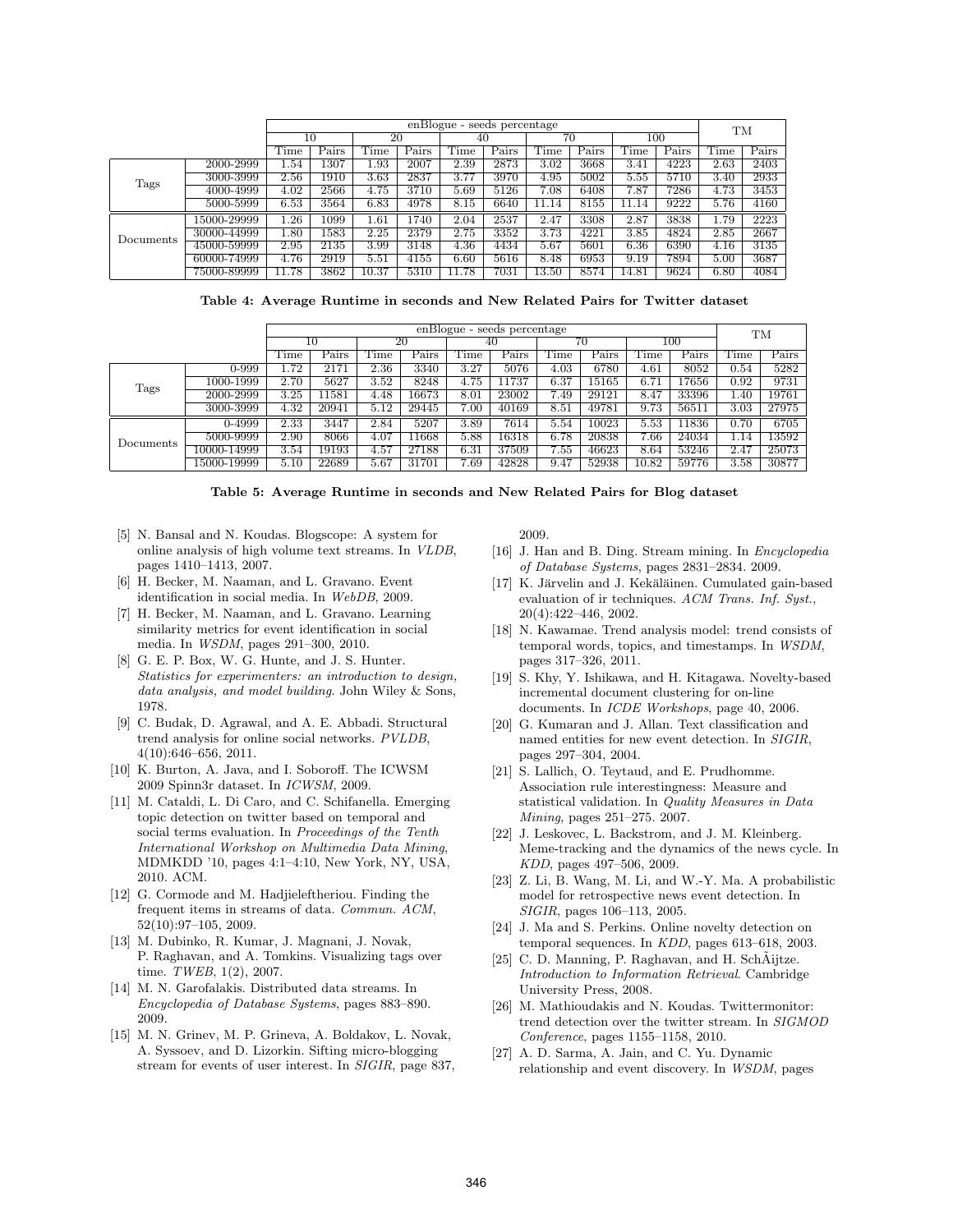| | | enBlogue - seeds percentage | | | | | | | | | | TM | |
|---|---|---|---|---|---|---|---|---|---|---|---|---|---|
| | | 10 | | 20 | | 40 | | 70 | | 100 | | | |
| | | Time | Pairs | Time | Pairs | Time | Pairs | Time | Pairs | Time | Pairs | Time | Pairs |
| Tags | 2000-2999 | 1.54 | 1307 | 1.93 | 2007 | 2.39 | 2873 | 3.02 | 3668 | 3.41 | 4223 | 2.63 | 2403 |
| | 3000-3999 | 2.56 | 1910 | 3.63 | 2837 | 3.77 | 3970 | 4.95 | 5002 | 5.55 | 5710 | 3.40 | 2933 |
| | 4000-4999 | 4.02 | 2566 | 4.75 | 3710 | 5.69 | 5126 | 7.08 | 6408 | 7.87 | 7286 | 4.73 | 3453 |
| | 5000-5999 | 6.53 | 3564 | 6.83 | 4978 | 8.15 | 6640 | 11.14 | 8155 | 11.14 | 9222 | 5.76 | 4160 |
| Documents | 15000-29999 | 1.26 | 1099 | 1.61 | 1740 | 2.04 | 2537 | 2.47 | 3308 | 2.87 | 3838 | 1.79 | 2223 |
| | 30000-44999 | 1.80 | 1583 | 2.25 | 2379 | 2.75 | 3352 | 3.73 | 4221 | 3.85 | 4824 | 2.85 | 2667 |
| | 45000-59999 | 2.95 | 2135 | 3.99 | 3148 | 4.36 | 4434 | 5.67 | 5601 | 6.36 | 6390 | 4.16 | 3135 |
| | 60000-74999 | 4.76 | 2919 | 5.51 | 4155 | 6.60 | 5616 | 8.48 | 6953 | 9.19 | 7894 | 5.00 | 3687 |
| | 75000-89999 | 11.78 | 3862 | 10.37 | 5310 | 11.78 | 7031 | 13.50 | 8574 | 14.81 | 9624 | 6.80 | 4084 |

**Table 4: Average Runtime in seconds and New Related Pairs for Twitter dataset**

| | | enBlogue - seeds percentage | | | | | | | | | | TM | |
|---|---|---|---|---|---|---|---|---|---|---|---|---|---|
| | | 10 | | 20 | | 40 | | 70 | | 100 | | | |
| | | Time | Pairs | Time | Pairs | Time | Pairs | Time | Pairs | Time | Pairs | Time | Pairs |
| Tags | 0-999 | 1.72 | 2171 | 2.36 | 3340 | 3.27 | 5076 | 4.03 | 6780 | 4.61 | 8052 | 0.54 | 5282 |
| | 1000-1999 | 2.70 | 5627 | 3.52 | 8248 | 4.75 | 11737 | 6.37 | 15165 | 6.71 | 17656 | 0.92 | 9731 |
| | 2000-2999 | 3.25 | 11581 | 4.48 | 16673 | 8.01 | 23002 | 7.49 | 29121 | 8.47 | 33396 | 1.40 | 19761 |
| | 3000-3999 | 4.32 | 20941 | 5.12 | 29445 | 7.00 | 40169 | 8.51 | 49781 | 9.73 | 56511 | 3.03 | 27975 |
| Documents | 0-4999 | 2.33 | 3447 | 2.84 | 5207 | 3.89 | 7614 | 5.54 | 10023 | 5.53 | 11836 | 0.70 | 6705 |
| | 5000-9999 | 2.90 | 8066 | 4.07 | 11668 | 5.88 | 16318 | 6.78 | 20838 | 7.66 | 24034 | 1.14 | 13592 |
| | 10000-14999 | 3.54 | 19193 | 4.57 | 27188 | 6.31 | 37509 | 7.55 | 46623 | 8.64 | 53246 | 2.47 | 25073 |
| | 15000-19999 | 5.10 | 22689 | 5.67 | 31701 | 7.69 | 42828 | 9.47 | 52938 | 10.82 | 59776 | 3.58 | 30877 |

**Table 5: Average Runtime in seconds and New Related Pairs for Blog dataset**

[5] N. Bansal and N. Koudas. Blogscope: A system for online analysis of high volume text streams. In *VLDB*, pages 1410–1413, 2007.

[6] H. Becker, M. Naaman, and L. Gravano. Event identification in social media. In *WebDB*, 2009.

[7] H. Becker, M. Naaman, and L. Gravano. Learning similarity metrics for event identification in social media. In *WSDM*, pages 291–300, 2010.

[8] G. E. P. Box, W. G. Hunte, and J. S. Hunter. *Statistics for experimenters: an introduction to design, data analysis, and model building*. John Wiley & Sons, 1978.

[9] C. Budak, D. Agrawal, and A. E. Abbadi. Structural trend analysis for online social networks. *PVLDB*, 4(10):646–656, 2011.

[10] K. Burton, A. Java, and I. Soboroff. The ICWSM 2009 Spinn3r dataset. In *ICWSM*, 2009.

[11] M. Cataldi, L. Di Caro, and C. Schifanella. Emerging topic detection on twitter based on temporal and social terms evaluation. In *Proceedings of the Tenth International Workshop on Multimedia Data Mining*, MDMKDD '10, pages 4:1–4:10, New York, NY, USA, 2010. ACM.

[12] G. Cormode and M. Hadjieleftheriou. Finding the frequent items in streams of data. *Commun. ACM*, 52(10):97–105, 2009.

[13] M. Dubinko, R. Kumar, J. Magnani, J. Novak, P. Raghavan, and A. Tomkins. Visualizing tags over time. *TWEB*, 1(2), 2007.

[14] M. N. Garofalakis. Distributed data streams. In *Encyclopedia of Database Systems*, pages 883–890. 2009.

[15] M. N. Grinev, M. P. Grineva, A. Boldakov, L. Novak, A. Syssoev, and D. Lizorkin. Sifting micro-blogging stream for events of user interest. In *SIGIR*, page 837, 2009.

[16] J. Han and B. Ding. Stream mining. In *Encyclopedia of Database Systems*, pages 2831–2834. 2009.

[17] K. Järvelin and J. Kekäläinen. Cumulated gain-based evaluation of ir techniques. *ACM Trans. Inf. Syst.*, 20(4):422–446, 2002.

[18] N. Kawamae. Trend analysis model: trend consists of temporal words, topics, and timestamps. In *WSDM*, pages 317–326, 2011.

[19] S. Khy, Y. Ishikawa, and H. Kitagawa. Novelty-based incremental document clustering for on-line documents. In *ICDE Workshops*, page 40, 2006.

[20] G. Kumaran and J. Allan. Text classification and named entities for new event detection. In *SIGIR*, pages 297–304, 2004.

[21] S. Lallich, O. Teytaud, and E. Prudhomme. Association rule interestingness: Measure and statistical validation. In *Quality Measures in Data Mining*, pages 251–275. 2007.

[22] J. Leskovec, L. Backstrom, and J. M. Kleinberg. Meme-tracking and the dynamics of the news cycle. In *KDD*, pages 497–506, 2009.

[23] Z. Li, B. Wang, M. Li, and W.-Y. Ma. A probabilistic model for retrospective news event detection. In *SIGIR*, pages 106–113, 2005.

[24] J. Ma and S. Perkins. Online novelty detection on temporal sequences. In *KDD*, pages 613–618, 2003.

[25] C. D. Manning, P. Raghavan, and H. SchÃijtze. *Introduction to Information Retrieval*. Cambridge University Press, 2008.

[26] M. Mathioudakis and N. Koudas. Twittermonitor: trend detection over the twitter stream. In *SIGMOD Conference*, pages 1155–1158, 2010.

[27] A. D. Sarma, A. Jain, and C. Yu. Dynamic relationship and event discovery. In *WSDM*, pages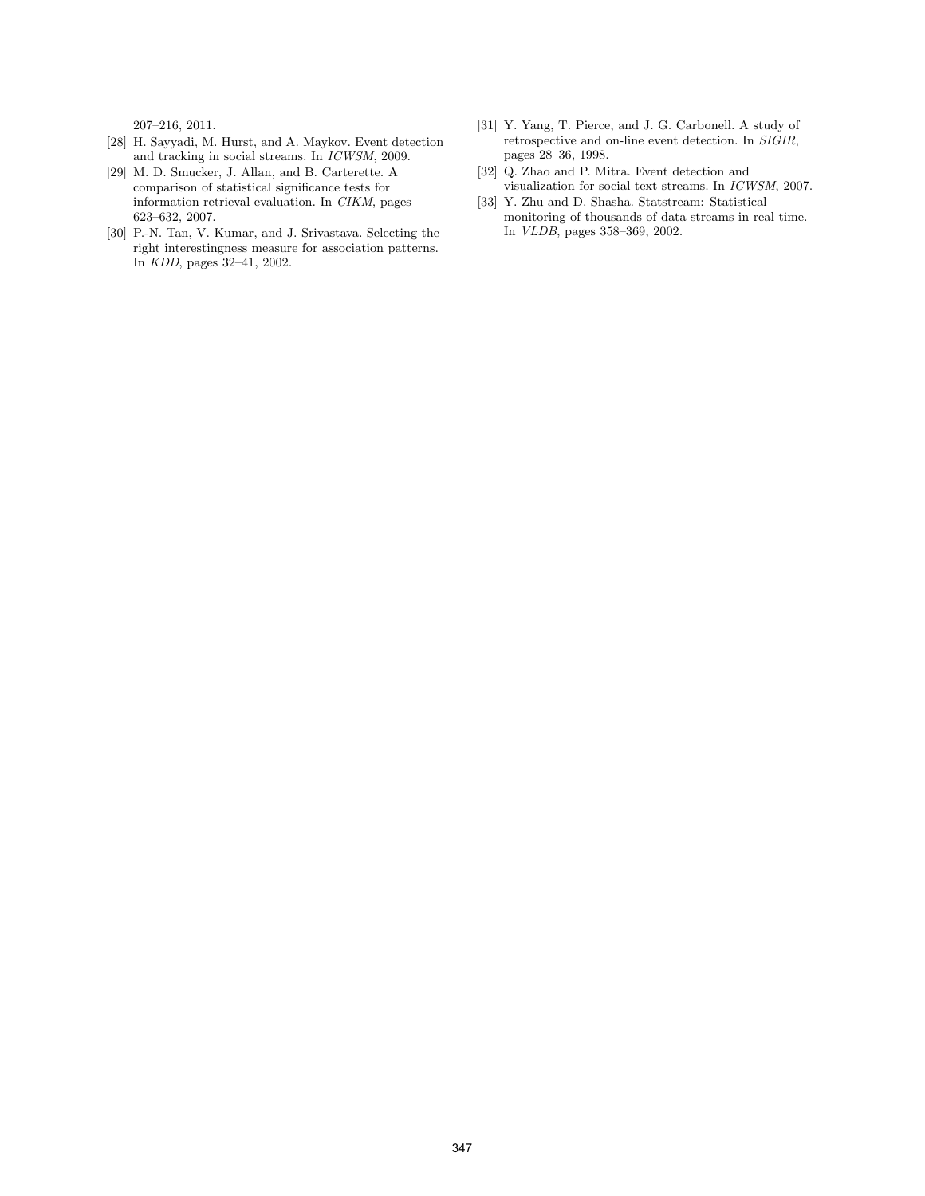207–216, 2011.

[28] H. Sayyadi, M. Hurst, and A. Maykov. Event detection and tracking in social streams. In *ICWSM*, 2009.

[29] M. D. Smucker, J. Allan, and B. Carterette. A comparison of statistical significance tests for information retrieval evaluation. In *CIKM*, pages 623–632, 2007.

[30] P.-N. Tan, V. Kumar, and J. Srivastava. Selecting the right interestingness measure for association patterns. In *KDD*, pages 32–41, 2002.

[31] Y. Yang, T. Pierce, and J. G. Carbonell. A study of retrospective and on-line event detection. In *SIGIR*, pages 28–36, 1998.

[32] Q. Zhao and P. Mitra. Event detection and visualization for social text streams. In *ICWSM*, 2007.

[33] Y. Zhu and D. Shasha. Statstream: Statistical monitoring of thousands of data streams in real time. In *VLDB*, pages 358–369, 2002.